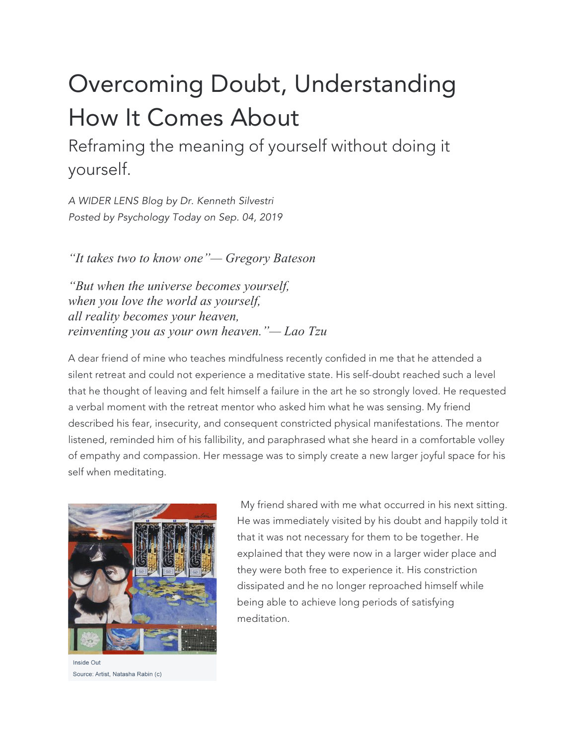# Overcoming Doubt, Understanding How It Comes About

## Reframing the meaning of yourself without doing it yourself.

*A WIDER LENS Blog by Dr. Kenneth Silvestri*
*Posted by Psychology Today on Sep. 04, 2019*

*"It takes two to know one"— Gregory Bateson*

*"But when the universe becomes yourself,*
*when you love the world as yourself,*
*all reality becomes your heaven,*
*reinventing you as your own heaven."— Lao Tzu*

A dear friend of mine who teaches mindfulness recently confided in me that he attended a silent retreat and could not experience a meditative state. His self-doubt reached such a level that he thought of leaving and felt himself a failure in the art he so strongly loved. He requested a verbal moment with the retreat mentor who asked him what he was sensing. My friend described his fear, insecurity, and consequent constricted physical manifestations. The mentor listened, reminded him of his fallibility, and paraphrased what she heard in a comfortable volley of empathy and compassion. Her message was to simply create a new larger joyful space for his self when meditating.

Inside Out
Source: Artist, Natasha Rabin (c)

My friend shared with me what occurred in his next sitting. He was immediately visited by his doubt and happily told it that it was not necessary for them to be together. He explained that they were now in a larger wider place and they were both free to experience it. His constriction dissipated and he no longer reproached himself while being able to achieve long periods of satisfying meditation.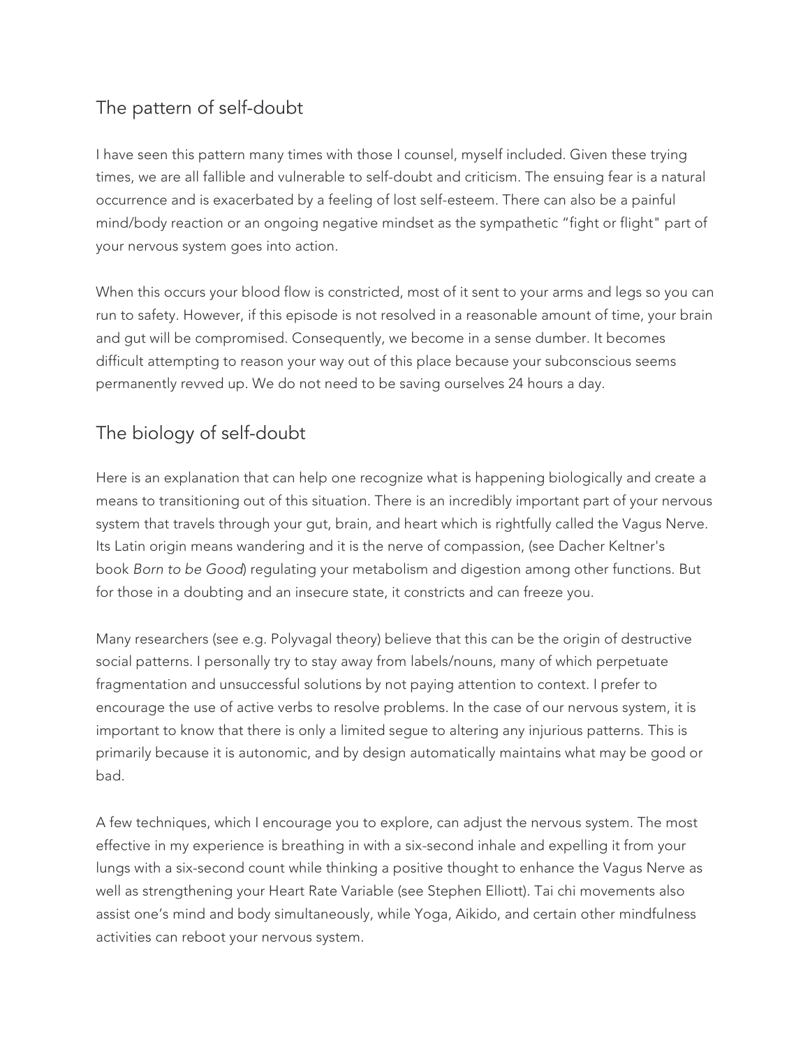## The pattern of self-doubt

I have seen this pattern many times with those I counsel, myself included. Given these trying times, we are all fallible and vulnerable to self-doubt and criticism. The ensuing fear is a natural occurrence and is exacerbated by a feeling of lost self-esteem. There can also be a painful mind/body reaction or an ongoing negative mindset as the sympathetic "fight or flight" part of your nervous system goes into action.

When this occurs your blood flow is constricted, most of it sent to your arms and legs so you can run to safety. However, if this episode is not resolved in a reasonable amount of time, your brain and gut will be compromised. Consequently, we become in a sense dumber. It becomes difficult attempting to reason your way out of this place because your subconscious seems permanently revved up. We do not need to be saving ourselves 24 hours a day.

## The biology of self-doubt

Here is an explanation that can help one recognize what is happening biologically and create a means to transitioning out of this situation. There is an incredibly important part of your nervous system that travels through your gut, brain, and heart which is rightfully called the Vagus Nerve. Its Latin origin means wandering and it is the nerve of compassion, (see Dacher Keltner's book *Born to be Good*) regulating your metabolism and digestion among other functions. But for those in a doubting and an insecure state, it constricts and can freeze you.

Many researchers (see e.g. Polyvagal theory) believe that this can be the origin of destructive social patterns. I personally try to stay away from labels/nouns, many of which perpetuate fragmentation and unsuccessful solutions by not paying attention to context. I prefer to encourage the use of active verbs to resolve problems. In the case of our nervous system, it is important to know that there is only a limited segue to altering any injurious patterns. This is primarily because it is autonomic, and by design automatically maintains what may be good or bad.

A few techniques, which I encourage you to explore, can adjust the nervous system. The most effective in my experience is breathing in with a six-second inhale and expelling it from your lungs with a six-second count while thinking a positive thought to enhance the Vagus Nerve as well as strengthening your Heart Rate Variable (see Stephen Elliott). Tai chi movements also assist one's mind and body simultaneously, while Yoga, Aikido, and certain other mindfulness activities can reboot your nervous system.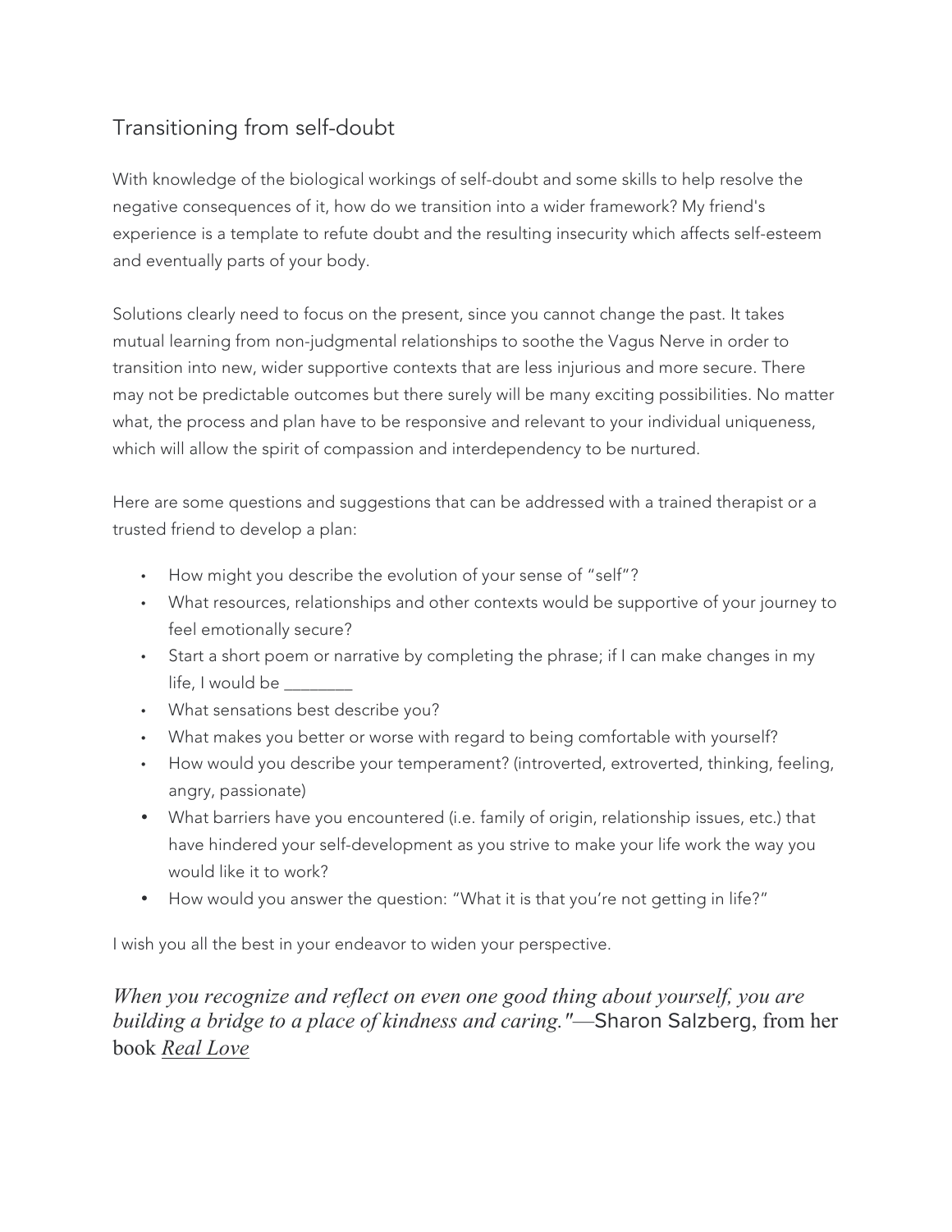## Transitioning from self-doubt

With knowledge of the biological workings of self-doubt and some skills to help resolve the negative consequences of it, how do we transition into a wider framework? My friend's experience is a template to refute doubt and the resulting insecurity which affects self-esteem and eventually parts of your body.

Solutions clearly need to focus on the present, since you cannot change the past. It takes mutual learning from non-judgmental relationships to soothe the Vagus Nerve in order to transition into new, wider supportive contexts that are less injurious and more secure. There may not be predictable outcomes but there surely will be many exciting possibilities. No matter what, the process and plan have to be responsive and relevant to your individual uniqueness, which will allow the spirit of compassion and interdependency to be nurtured.

Here are some questions and suggestions that can be addressed with a trained therapist or a trusted friend to develop a plan:

- How might you describe the evolution of your sense of "self"?
- What resources, relationships and other contexts would be supportive of your journey to feel emotionally secure?
- Start a short poem or narrative by completing the phrase; if I can make changes in my life, I would be ________
- What sensations best describe you?
- What makes you better or worse with regard to being comfortable with yourself?
- How would you describe your temperament? (introverted, extroverted, thinking, feeling, angry, passionate)
- What barriers have you encountered (i.e. family of origin, relationship issues, etc.) that have hindered your self-development as you strive to make your life work the way you would like it to work?
- How would you answer the question: "What it is that you're not getting in life?"

I wish you all the best in your endeavor to widen your perspective.

*When you recognize and reflect on even one good thing about yourself, you are building a bridge to a place of kindness and caring."*—Sharon Salzberg, from her book *Real Love*